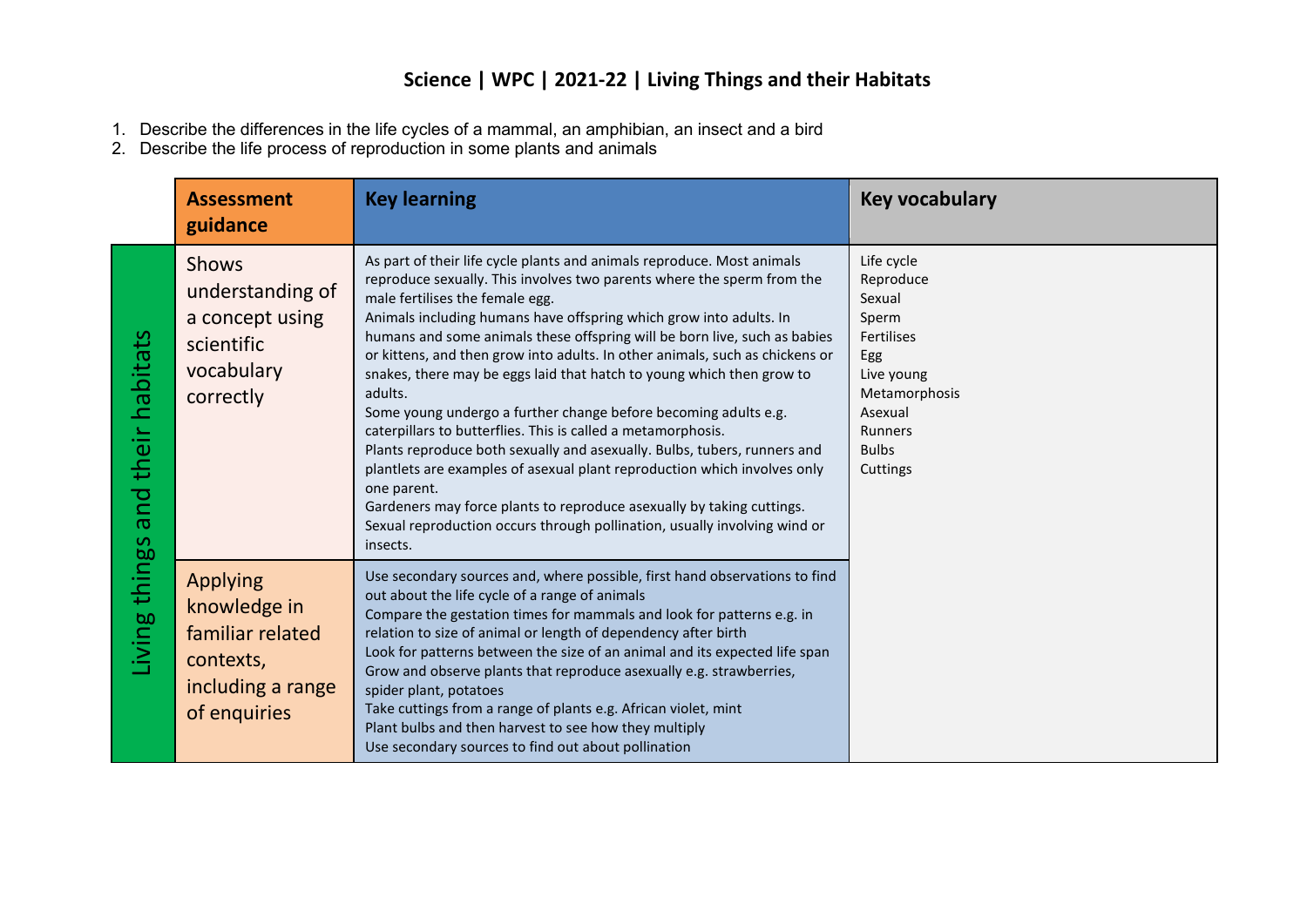# Science | WPC | 2021-22 | Living Things and their Habitats

1. Describe the differences in the life cycles of a mammal, an amphibian, an insect and a bird
2. Describe the life process of reproduction in some plants and animals

| | Assessment guidance | Key learning | Key vocabulary |
|---|---|---|---|
| Living things and their habitats | Shows understanding of a concept using scientific vocabulary correctly | As part of their life cycle plants and animals reproduce. Most animals reproduce sexually. This involves two parents where the sperm from the male fertilises the female egg.<br>Animals including humans have offspring which grow into adults. In humans and some animals these offspring will be born live, such as babies or kittens, and then grow into adults. In other animals, such as chickens or snakes, there may be eggs laid that hatch to young which then grow to adults.<br>Some young undergo a further change before becoming adults e.g. caterpillars to butterflies. This is called a metamorphosis.<br>Plants reproduce both sexually and asexually. Bulbs, tubers, runners and plantlets are examples of asexual plant reproduction which involves only one parent.<br>Gardeners may force plants to reproduce asexually by taking cuttings.<br>Sexual reproduction occurs through pollination, usually involving wind or insects. | Life cycle<br>Reproduce<br>Sexual<br>Sperm<br>Fertilises<br>Egg<br>Live young<br>Metamorphosis<br>Asexual<br>Runners<br>Bulbs<br>Cuttings |
| | Applying knowledge in familiar related contexts, including a range of enquiries | Use secondary sources and, where possible, first hand observations to find out about the life cycle of a range of animals<br>Compare the gestation times for mammals and look for patterns e.g. in relation to size of animal or length of dependency after birth<br>Look for patterns between the size of an animal and its expected life span<br>Grow and observe plants that reproduce asexually e.g. strawberries, spider plant, potatoes<br>Take cuttings from a range of plants e.g. African violet, mint<br>Plant bulbs and then harvest to see how they multiply<br>Use secondary sources to find out about pollination | |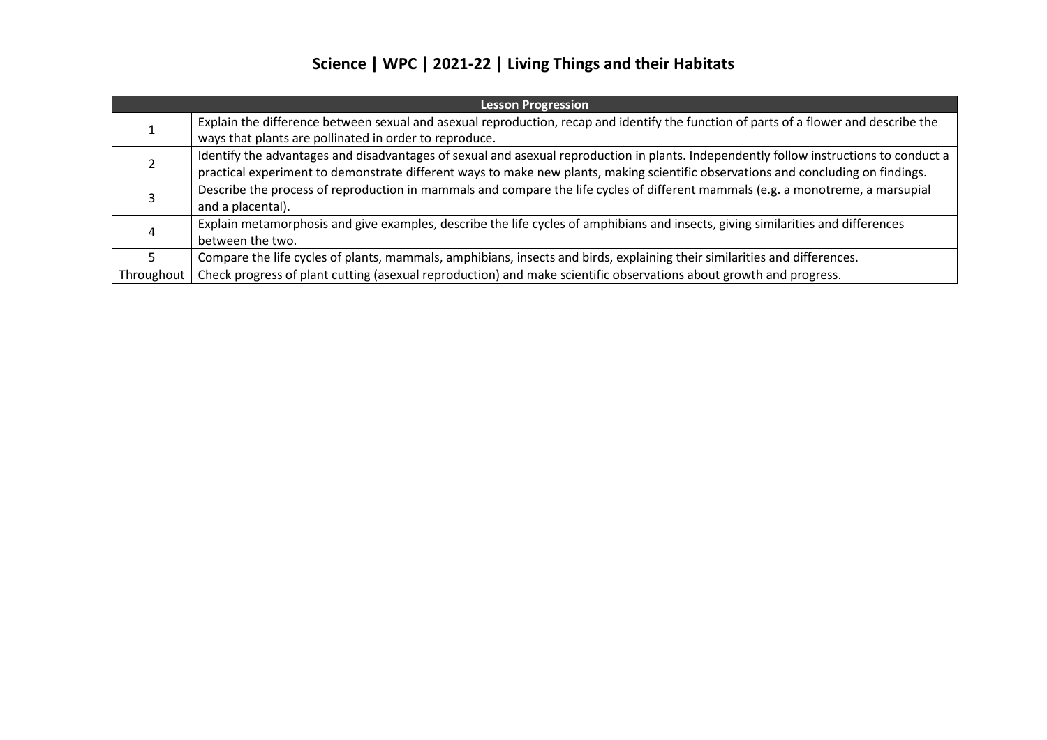# Science | WPC | 2021-22 | Living Things and their Habitats

| Lesson Progression | |
|---|---|
| 1 | Explain the difference between sexual and asexual reproduction, recap and identify the function of parts of a flower and describe the ways that plants are pollinated in order to reproduce. |
| 2 | Identify the advantages and disadvantages of sexual and asexual reproduction in plants. Independently follow instructions to conduct a practical experiment to demonstrate different ways to make new plants, making scientific observations and concluding on findings. |
| 3 | Describe the process of reproduction in mammals and compare the life cycles of different mammals (e.g. a monotreme, a marsupial and a placental). |
| 4 | Explain metamorphosis and give examples, describe the life cycles of amphibians and insects, giving similarities and differences between the two. |
| 5 | Compare the life cycles of plants, mammals, amphibians, insects and birds, explaining their similarities and differences. |
| Throughout | Check progress of plant cutting (asexual reproduction) and make scientific observations about growth and progress. |